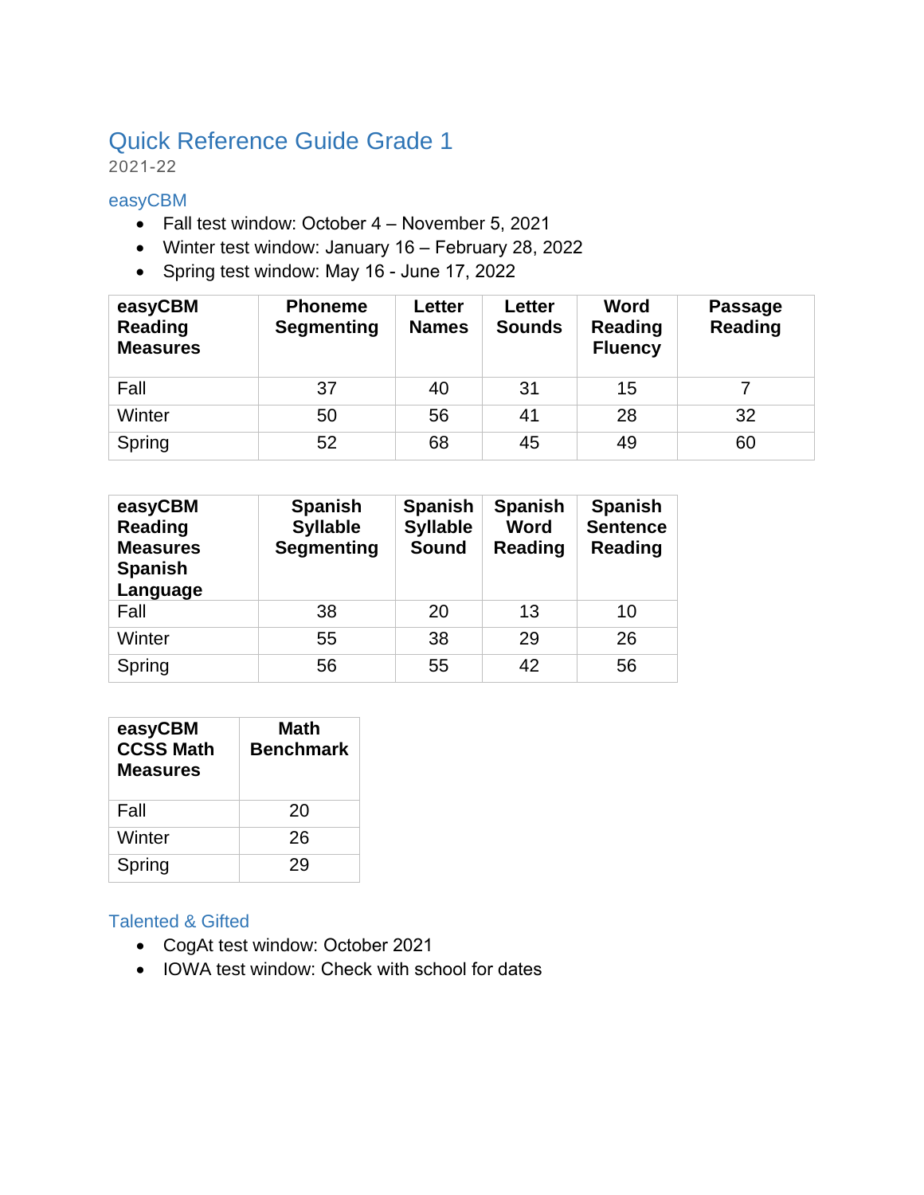# Quick Reference Guide Grade 1

2021-22

## easyCBM

- Fall test window: October 4 – November 5, 2021
- Winter test window: January 16 – February 28, 2022
- Spring test window: May 16 - June 17, 2022

| easyCBM Reading Measures | Phoneme Segmenting | Letter Names | Letter Sounds | Word Reading Fluency | Passage Reading |
|---|---|---|---|---|---|
| Fall | 37 | 40 | 31 | 15 | 7 |
| Winter | 50 | 56 | 41 | 28 | 32 |
| Spring | 52 | 68 | 45 | 49 | 60 |

| easyCBM Reading Measures Spanish Language | Spanish Syllable Segmenting | Spanish Syllable Sound | Spanish Word Reading | Spanish Sentence Reading |
|---|---|---|---|---|
| Fall | 38 | 20 | 13 | 10 |
| Winter | 55 | 38 | 29 | 26 |
| Spring | 56 | 55 | 42 | 56 |

| easyCBM CCSS Math Measures | Math Benchmark |
|---|---|
| Fall | 20 |
| Winter | 26 |
| Spring | 29 |

## Talented & Gifted

- CogAt test window: October 2021
- IOWA test window: Check with school for dates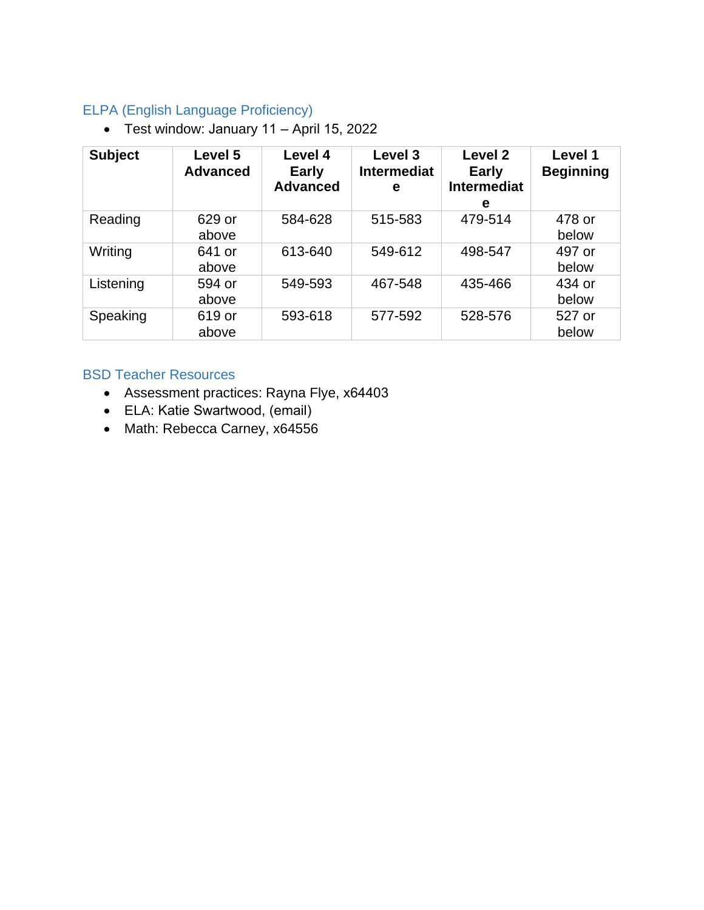## ELPA (English Language Proficiency)

- Test window: January 11 – April 15, 2022

| Subject | Level 5 Advanced | Level 4 Early Advanced | Level 3 Intermediate | Level 2 Early Intermediate | Level 1 Beginning |
|---|---|---|---|---|---|
| Reading | 629 or above | 584-628 | 515-583 | 479-514 | 478 or below |
| Writing | 641 or above | 613-640 | 549-612 | 498-547 | 497 or below |
| Listening | 594 or above | 549-593 | 467-548 | 435-466 | 434 or below |
| Speaking | 619 or above | 593-618 | 577-592 | 528-576 | 527 or below |

## BSD Teacher Resources

- Assessment practices: Rayna Flye, x64403
- ELA: Katie Swartwood, (email)
- Math: Rebecca Carney, x64556